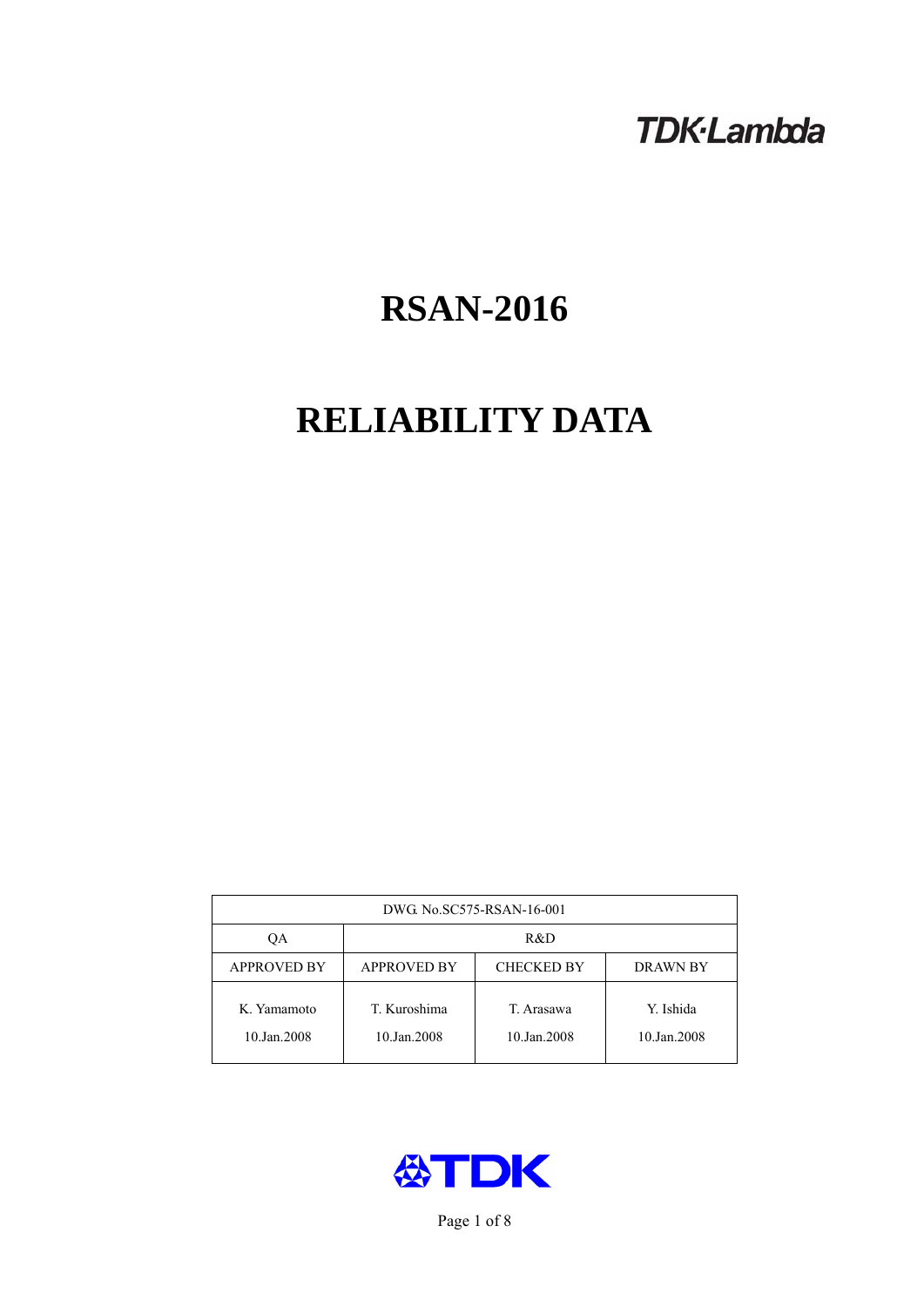TDK·Lambda

# RSAN-2016

# RELIABILITY DATA

| DWG. No.SC575-RSAN-16-001 | | | |
|---|---|---|---|
| QA | R&D | | |
| APPROVED BY | APPROVED BY | CHECKED BY | DRAWN BY |
| K. Yamamoto<br>10.Jan.2008 | T. Kuroshima<br>10.Jan.2008 | T. Arasawa<br>10.Jan.2008 | Y. Ishida<br>10.Jan.2008 |

TDK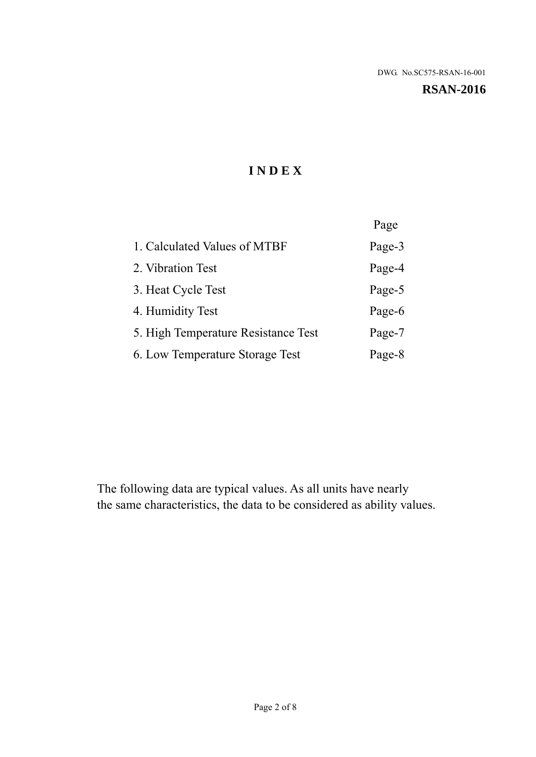DWG. No.SC575-RSAN-16-001

**RSAN-2016**

# I N D E X

| | Page |
|---|---|
| 1. Calculated Values of MTBF | Page-3 |
| 2. Vibration Test | Page-4 |
| 3. Heat Cycle Test | Page-5 |
| 4. Humidity Test | Page-6 |
| 5. High Temperature Resistance Test | Page-7 |
| 6. Low Temperature Storage Test | Page-8 |

The following data are typical values. As all units have nearly the same characteristics, the data to be considered as ability values.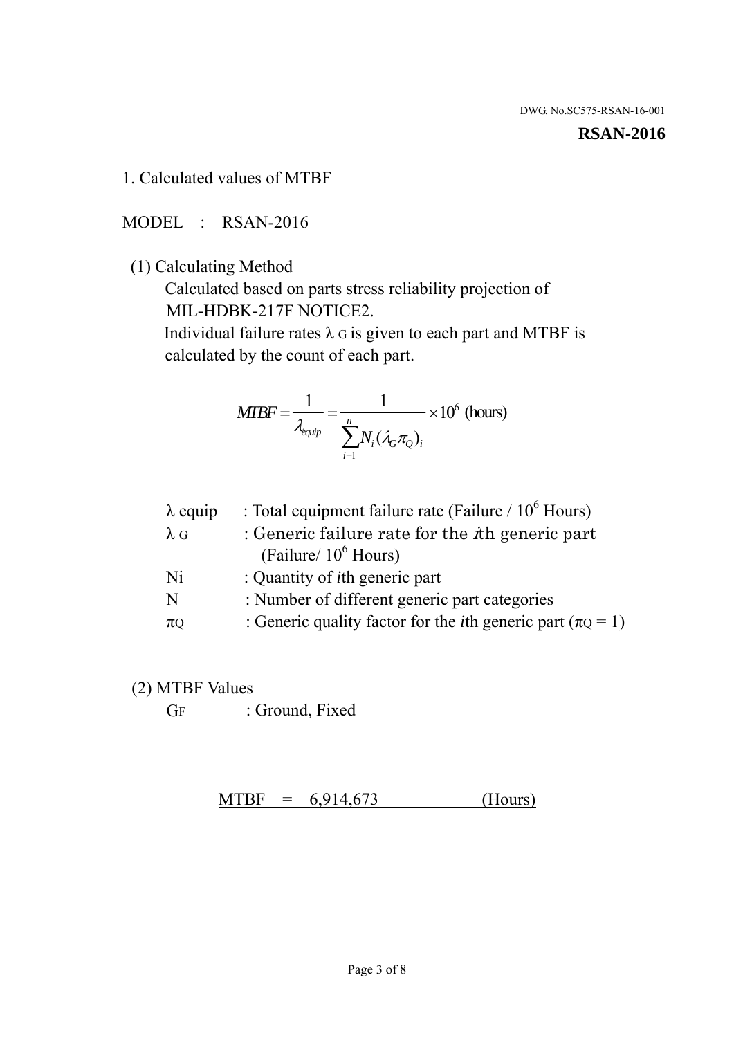DWG. No.SC575-RSAN-16-001

**RSAN-2016**

1. Calculated values of MTBF

MODEL : RSAN-2016

(1) Calculating Method

Calculated based on parts stress reliability projection of MIL-HDBK-217F NOTICE2.

Individual failure rates $\lambda_G$ is given to each part and MTBF is calculated by the count of each part.

$$MTBF = \frac{1}{\lambda_{equip}} = \frac{1}{\sum_{i=1}^{n} N_i (\lambda_G \pi_Q)_i} \times 10^6 \text{ (hours)}$$

| | |
|---|---|
| $\lambda$ equip | : Total equipment failure rate (Failure / $10^6$ Hours) |
| $\lambda_G$ | : Generic failure rate for the $i$th generic part (Failure/ $10^6$ Hours) |
| Ni | : Quantity of $i$th generic part |
| N | : Number of different generic part categories |
| $\pi_Q$ | : Generic quality factor for the $i$th generic part ($\pi_Q = 1$) |

(2) MTBF Values

$G_F$ : Ground, Fixed

MTBF = 6,914,673 (Hours)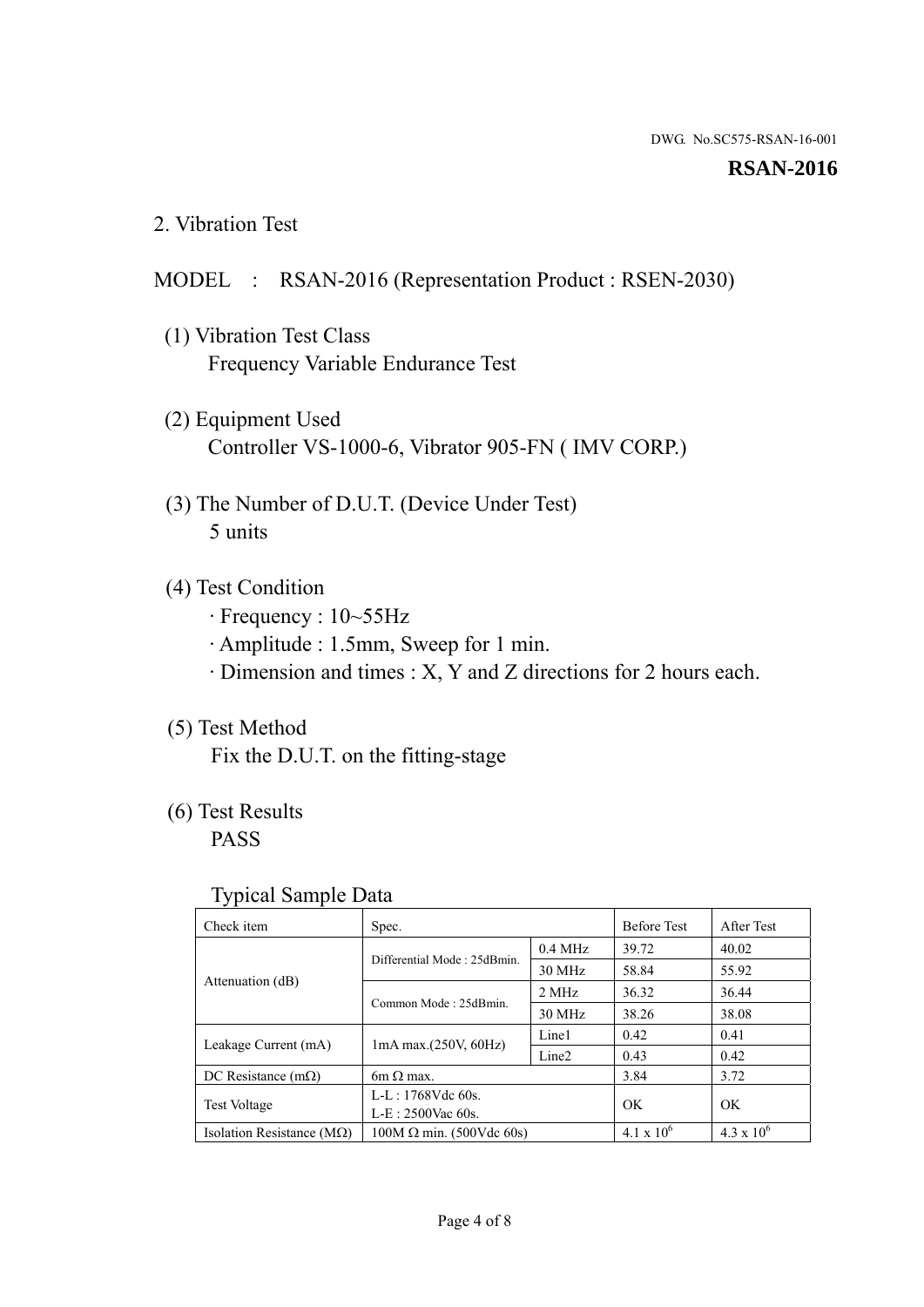DWG. No.SC575-RSAN-16-001

**RSAN-2016**

## 2. Vibration Test

MODEL : RSAN-2016 (Representation Product : RSEN-2030)

(1) Vibration Test Class
Frequency Variable Endurance Test

(2) Equipment Used
Controller VS-1000-6, Vibrator 905-FN ( IMV CORP.)

(3) The Number of D.U.T. (Device Under Test)
5 units

(4) Test Condition
· Frequency : 10~55Hz
· Amplitude : 1.5mm, Sweep for 1 min.
· Dimension and times : X, Y and Z directions for 2 hours each.

(5) Test Method
Fix the D.U.T. on the fitting-stage

(6) Test Results
PASS

Typical Sample Data

| Check item | Spec. | | Before Test | After Test |
|---|---|---|---|---|
| Attenuation (dB) | Differential Mode : 25dBmin. | 0.4 MHz | 39.72 | 40.02 |
| | | 30 MHz | 58.84 | 55.92 |
| | Common Mode : 25dBmin. | 2 MHz | 36.32 | 36.44 |
| | | 30 MHz | 38.26 | 38.08 |
| Leakage Current (mA) | 1mA max.(250V, 60Hz) | Line1 | 0.42 | 0.41 |
| | | Line2 | 0.43 | 0.42 |
| DC Resistance (mΩ) | 6m Ω max. | | 3.84 | 3.72 |
| Test Voltage | L-L : 1768Vdc 60s.<br>L-E : 2500Vac 60s. | | OK | OK |
| Isolation Resistance (MΩ) | 100M Ω min. (500Vdc 60s) | | $4.1 \times 10^6$ | $4.3 \times 10^6$ |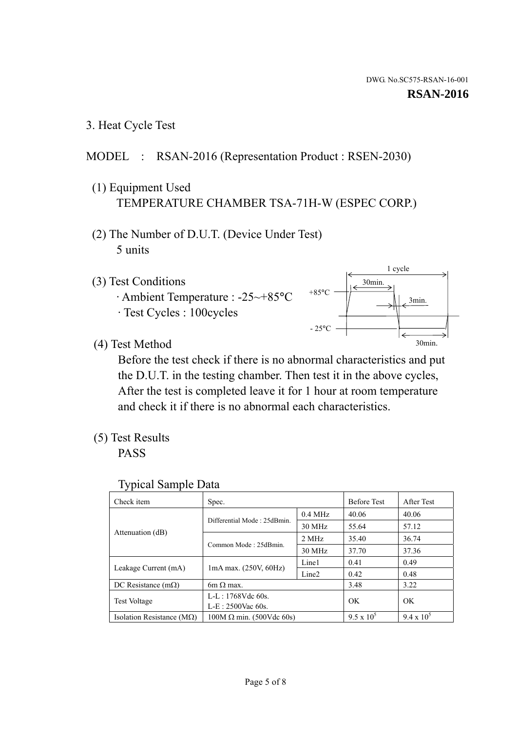DWG. No.SC575-RSAN-16-001

**RSAN-2016**

## 3. Heat Cycle Test

MODEL : RSAN-2016 (Representation Product : RSEN-2030)

(1) Equipment Used
TEMPERATURE CHAMBER TSA-71H-W (ESPEC CORP.)

(2) The Number of D.U.T. (Device Under Test)
5 units

(3) Test Conditions
· Ambient Temperature : -25~+85°C
· Test Cycles : 100cycles

1 cycle
30min.
+85°C
3min.
- 25°C
30min.

(4) Test Method
Before the test check if there is no abnormal characteristics and put the D.U.T. in the testing chamber. Then test it in the above cycles, After the test is completed leave it for 1 hour at room temperature and check it if there is no abnormal each characteristics.

(5) Test Results
PASS

Typical Sample Data

| Check item | Spec. | | Before Test | After Test |
|---|---|---|---|---|
| Attenuation (dB) | Differential Mode : 25dBmin. | 0.4 MHz | 40.06 | 40.06 |
| | | 30 MHz | 55.64 | 57.12 |
| | Common Mode : 25dBmin. | 2 MHz | 35.40 | 36.74 |
| | | 30 MHz | 37.70 | 37.36 |
| Leakage Current (mA) | 1mA max. (250V, 60Hz) | Line1 | 0.41 | 0.49 |
| | | Line2 | 0.42 | 0.48 |
| DC Resistance (mΩ) | 6m Ω max. | | 3.48 | 3.22 |
| Test Voltage | L-L : 1768Vdc 60s. L-E : 2500Vac 60s. | | OK | OK |
| Isolation Resistance (MΩ) | 100M Ω min. (500Vdc 60s) | | $9.5 \times 10^5$ | $9.4 \times 10^5$ |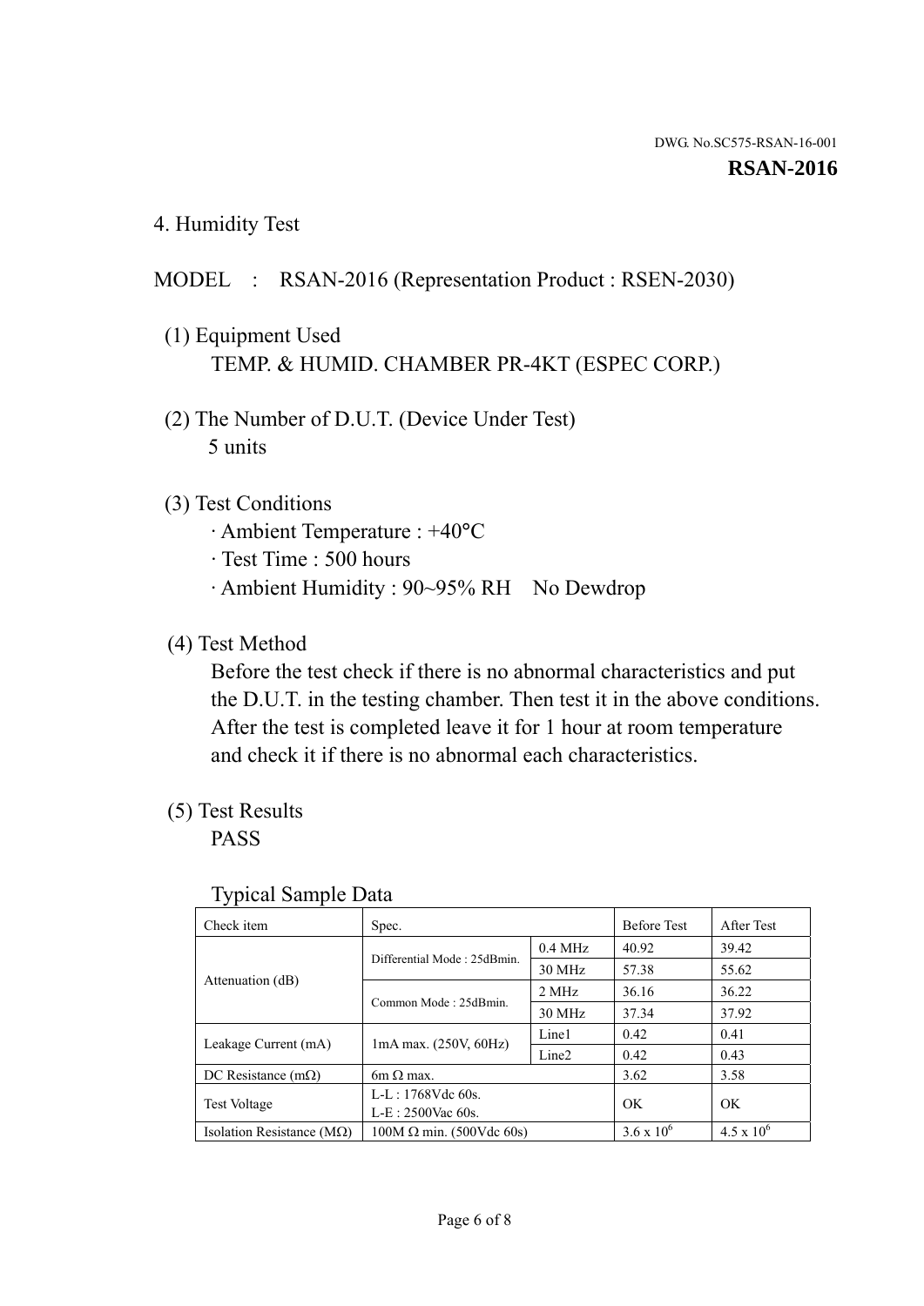DWG. No.SC575-RSAN-16-001

**RSAN-2016**

## 4. Humidity Test

MODEL : RSAN-2016 (Representation Product : RSEN-2030)

(1) Equipment Used

TEMP. & HUMID. CHAMBER PR-4KT (ESPEC CORP.)

(2) The Number of D.U.T. (Device Under Test)

5 units

(3) Test Conditions

· Ambient Temperature : +40°C

· Test Time : 500 hours

· Ambient Humidity : 90~95% RH No Dewdrop

(4) Test Method

Before the test check if there is no abnormal characteristics and put the D.U.T. in the testing chamber. Then test it in the above conditions. After the test is completed leave it for 1 hour at room temperature and check it if there is no abnormal each characteristics.

(5) Test Results

PASS

Typical Sample Data

| Check item | Spec. | | Before Test | After Test |
|---|---|---|---|---|
| Attenuation (dB) | Differential Mode : 25dBmin. | 0.4 MHz | 40.92 | 39.42 |
| | | 30 MHz | 57.38 | 55.62 |
| | Common Mode : 25dBmin. | 2 MHz | 36.16 | 36.22 |
| | | 30 MHz | 37.34 | 37.92 |
| Leakage Current (mA) | 1mA max. (250V, 60Hz) | Line1 | 0.42 | 0.41 |
| | | Line2 | 0.42 | 0.43 |
| DC Resistance (mΩ) | 6m Ω max. | | 3.62 | 3.58 |
| Test Voltage | L-L : 1768Vdc 60s.<br>L-E : 2500Vac 60s. | | OK | OK |
| Isolation Resistance (MΩ) | 100M Ω min. (500Vdc 60s) | | $3.6 \times 10^6$ | $4.5 \times 10^6$ |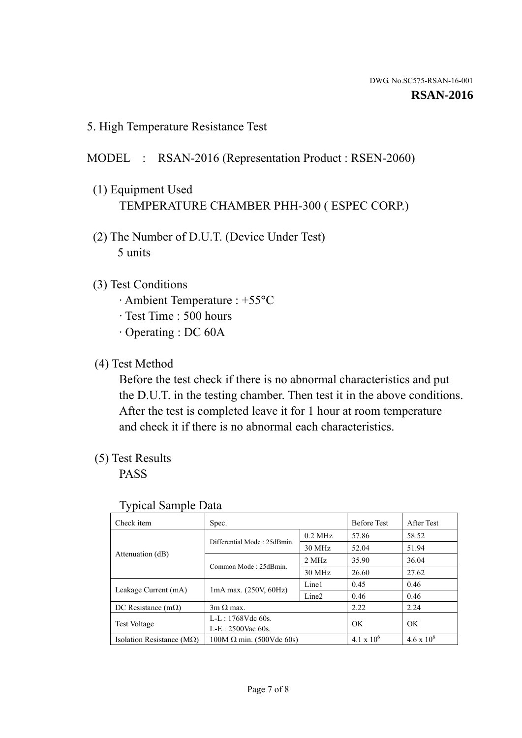DWG. No.SC575-RSAN-16-001

**RSAN-2016**

## 5. High Temperature Resistance Test

MODEL : RSAN-2016 (Representation Product : RSEN-2060)

(1) Equipment Used

TEMPERATURE CHAMBER PHH-300 ( ESPEC CORP.)

(2) The Number of D.U.T. (Device Under Test)

5 units

(3) Test Conditions

· Ambient Temperature : +55°C

· Test Time : 500 hours

· Operating : DC 60A

(4) Test Method

Before the test check if there is no abnormal characteristics and put the D.U.T. in the testing chamber. Then test it in the above conditions. After the test is completed leave it for 1 hour at room temperature and check it if there is no abnormal each characteristics.

(5) Test Results

PASS

Typical Sample Data

| Check item | Spec. | | Before Test | After Test |
|---|---|---|---|---|
| Attenuation (dB) | Differential Mode : 25dBmin. | 0.2 MHz | 57.86 | 58.52 |
| | | 30 MHz | 52.04 | 51.94 |
| | Common Mode : 25dBmin. | 2 MHz | 35.90 | 36.04 |
| | | 30 MHz | 26.60 | 27.62 |
| Leakage Current (mA) | 1mA max. (250V, 60Hz) | Line1 | 0.45 | 0.46 |
| | | Line2 | 0.46 | 0.46 |
| DC Resistance (mΩ) | 3m Ω max. | | 2.22 | 2.24 |
| Test Voltage | L-L : 1768Vdc 60s.<br>L-E : 2500Vac 60s. | | OK | OK |
| Isolation Resistance (MΩ) | 100M Ω min. (500Vdc 60s) | | $4.1 \times 10^6$ | $4.6 \times 10^6$ |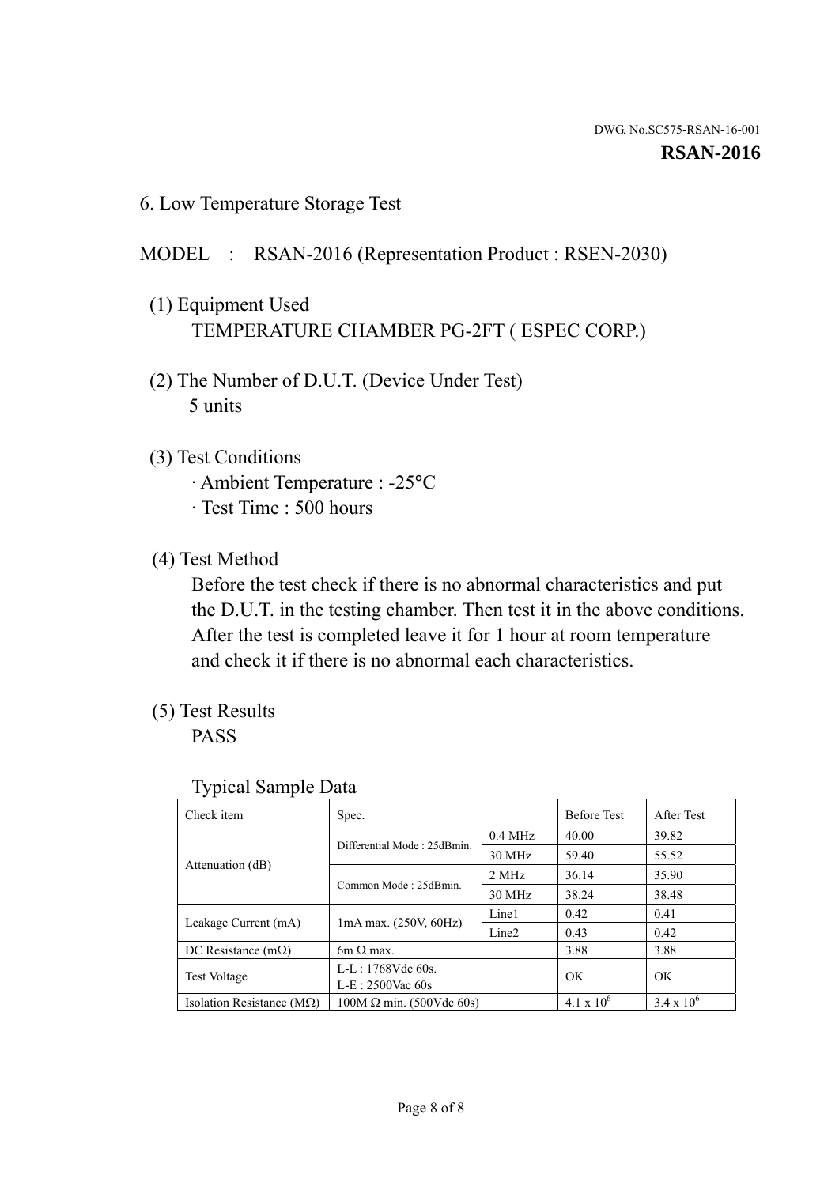DWG. No.SC575-RSAN-16-001

**RSAN-2016**

## 6. Low Temperature Storage Test

MODEL : RSAN-2016 (Representation Product : RSEN-2030)

(1) Equipment Used
TEMPERATURE CHAMBER PG-2FT ( ESPEC CORP.)

(2) The Number of D.U.T. (Device Under Test)
5 units

(3) Test Conditions
· Ambient Temperature : -25°C
· Test Time : 500 hours

(4) Test Method
Before the test check if there is no abnormal characteristics and put the D.U.T. in the testing chamber. Then test it in the above conditions. After the test is completed leave it for 1 hour at room temperature and check it if there is no abnormal each characteristics.

(5) Test Results
PASS

Typical Sample Data

| Check item | Spec. | | Before Test | After Test |
|---|---|---|---|---|
| Attenuation (dB) | Differential Mode : 25dBmin. | 0.4 MHz | 40.00 | 39.82 |
| | | 30 MHz | 59.40 | 55.52 |
| | Common Mode : 25dBmin. | 2 MHz | 36.14 | 35.90 |
| | | 30 MHz | 38.24 | 38.48 |
| Leakage Current (mA) | 1mA max. (250V, 60Hz) | Line1 | 0.42 | 0.41 |
| | | Line2 | 0.43 | 0.42 |
| DC Resistance (mΩ) | 6m Ω max. | | 3.88 | 3.88 |
| Test Voltage | L-L : 1768Vdc 60s.<br>L-E : 2500Vac 60s | | OK | OK |
| Isolation Resistance (MΩ) | 100M Ω min. (500Vdc 60s) | | $4.1 \times 10^6$ | $3.4 \times 10^6$ |